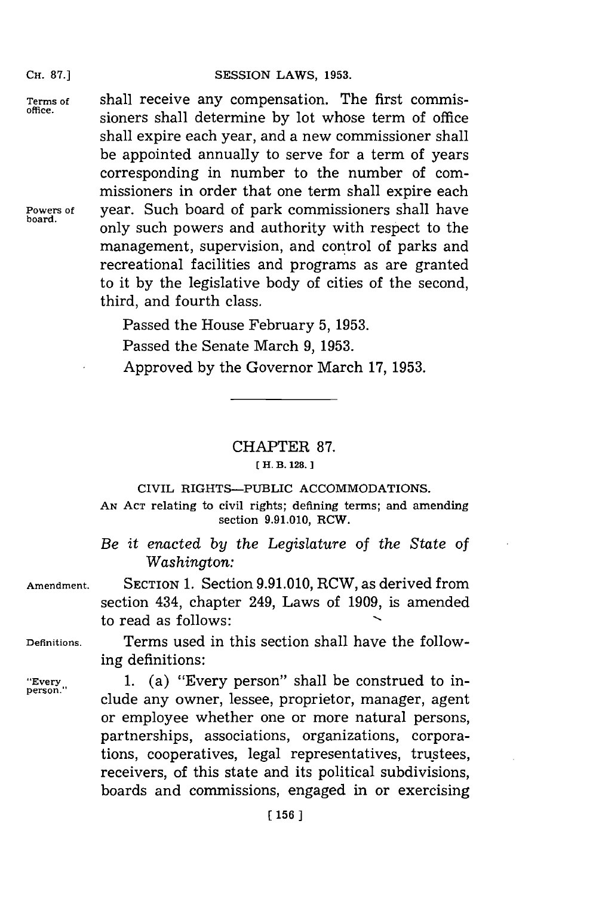shall receive any compensation. The first commissioners shall determine by lot whose term of office shall expire each year, and a new commissioner shall be appointed annually to serve for a term of years corresponding in number to the number of commissioners in order that one term shall expire each year. Such board of park commissioners shall have only such powers and authority with respect to the management, supervision, and control of parks and recreational facilities and programs as are granted to it by the legislative body of cities of the second, third, and fourth class.

Terms of office.

Powers of board.

Passed the House February 5, 1953.

Passed the Senate March 9, 1953.

Approved by the Governor March 17, 1953.

---

## CHAPTER 87.

[ H. B. 128. ]

### CIVIL RIGHTS—PUBLIC ACCOMMODATIONS.

AN ACT relating to civil rights; defining terms; and amending section 9.91.010, RCW.

*Be it enacted by the Legislature of the State of Washington:*

Amendment.

SECTION 1. Section 9.91.010, RCW, as derived from section 434, chapter 249, Laws of 1909, is amended to read as follows:

Definitions.

Terms used in this section shall have the following definitions:

"Every person."

1. (a) "Every person" shall be construed to include any owner, lessee, proprietor, manager, agent or employee whether one or more natural persons, partnerships, associations, organizations, corporations, cooperatives, legal representatives, trustees, receivers, of this state and its political subdivisions, boards and commissions, engaged in or exercising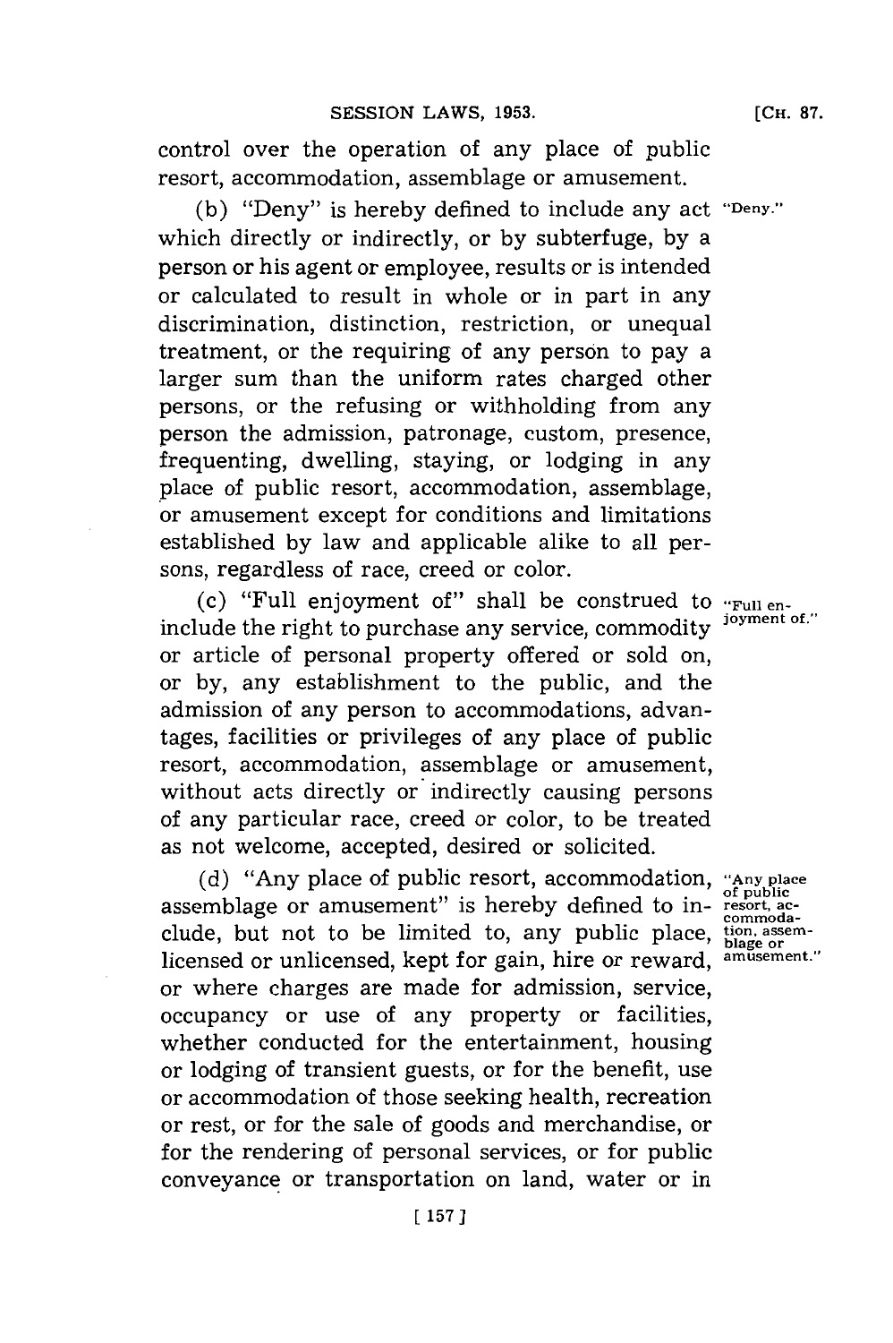control over the operation of any place of public resort, accommodation, assemblage or amusement.

(b) "Deny" is hereby defined to include any act which directly or indirectly, or by subterfuge, by a person or his agent or employee, results or is intended or calculated to result in whole or in part in any discrimination, distinction, restriction, or unequal treatment, or the requiring of any person to pay a larger sum than the uniform rates charged other persons, or the refusing or withholding from any person the admission, patronage, custom, presence, frequenting, dwelling, staying, or lodging in any place of public resort, accommodation, assemblage, or amusement except for conditions and limitations established by law and applicable alike to all persons, regardless of race, creed or color.

"Deny."

(c) "Full enjoyment of" shall be construed to include the right to purchase any service, commodity or article of personal property offered or sold on, or by, any establishment to the public, and the admission of any person to accommodations, advantages, facilities or privileges of any place of public resort, accommodation, assemblage or amusement, without acts directly or indirectly causing persons of any particular race, creed or color, to be treated as not welcome, accepted, desired or solicited.

"Full enjoyment of."

(d) "Any place of public resort, accommodation, assemblage or amusement" is hereby defined to include, but not to be limited to, any public place, licensed or unlicensed, kept for gain, hire or reward, or where charges are made for admission, service, occupancy or use of any property or facilities, whether conducted for the entertainment, housing or lodging of transient guests, or for the benefit, use or accommodation of those seeking health, recreation or rest, or for the sale of goods and merchandise, or for the rendering of personal services, or for public conveyance or transportation on land, water or in

"Any place of public resort, accommodation, assemblage or amusement."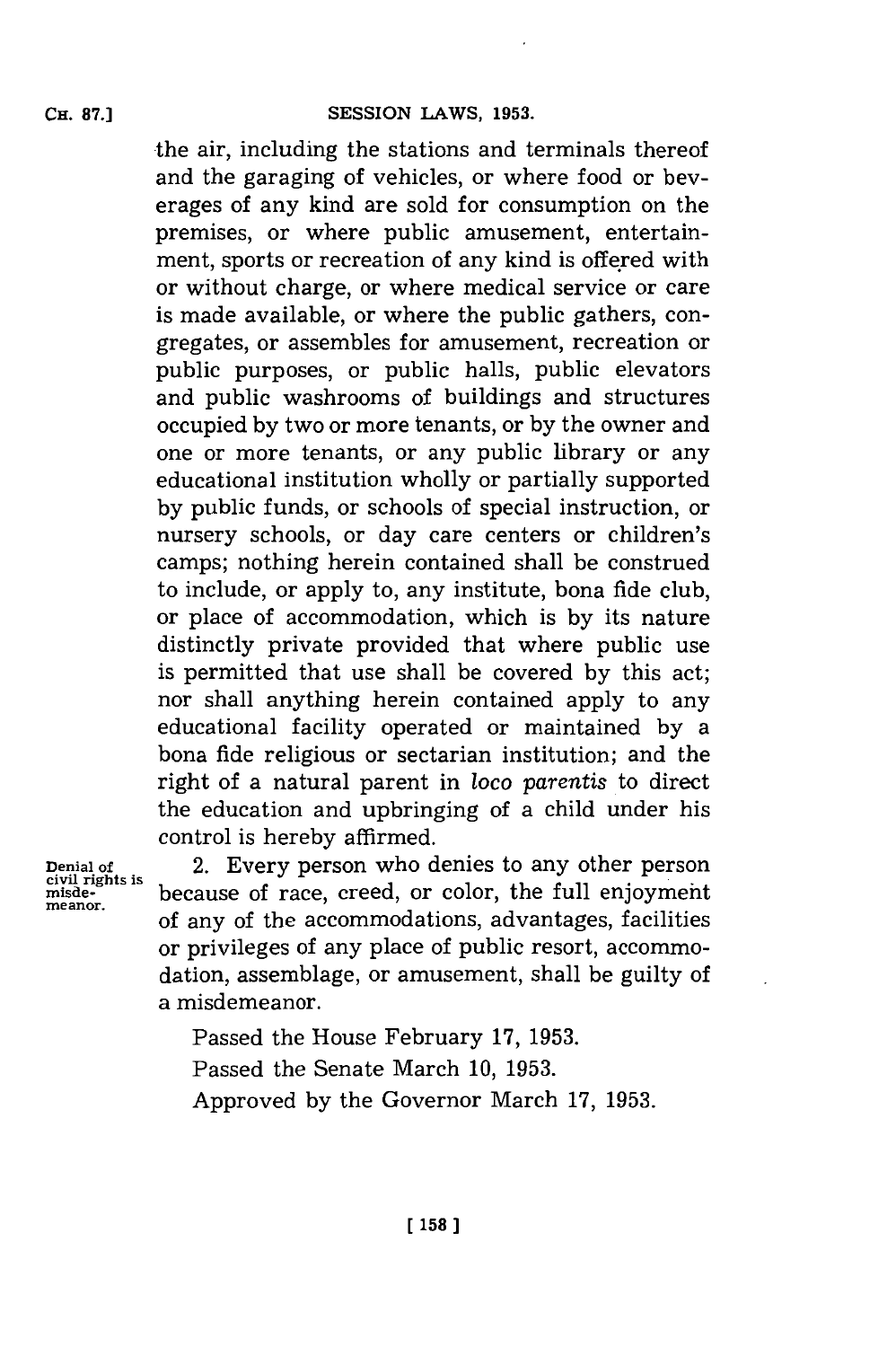the air, including the stations and terminals thereof and the garaging of vehicles, or where food or beverages of any kind are sold for consumption on the premises, or where public amusement, entertainment, sports or recreation of any kind is offered with or without charge, or where medical service or care is made available, or where the public gathers, congregates, or assembles for amusement, recreation or public purposes, or public halls, public elevators and public washrooms of buildings and structures occupied by two or more tenants, or by the owner and one or more tenants, or any public library or any educational institution wholly or partially supported by public funds, or schools of special instruction, or nursery schools, or day care centers or children's camps; nothing herein contained shall be construed to include, or apply to, any institute, bona fide club, or place of accommodation, which is by its nature distinctly private provided that where public use is permitted that use shall be covered by this act; nor shall anything herein contained apply to any educational facility operated or maintained by a bona fide religious or sectarian institution; and the right of a natural parent in *loco parentis* to direct the education and upbringing of a child under his control is hereby affirmed.

Denial of civil rights is misdemeanor.

2. Every person who denies to any other person because of race, creed, or color, the full enjoyment of any of the accommodations, advantages, facilities or privileges of any place of public resort, accommodation, assemblage, or amusement, shall be guilty of a misdemeanor.

Passed the House February 17, 1953.

Passed the Senate March 10, 1953.

Approved by the Governor March 17, 1953.